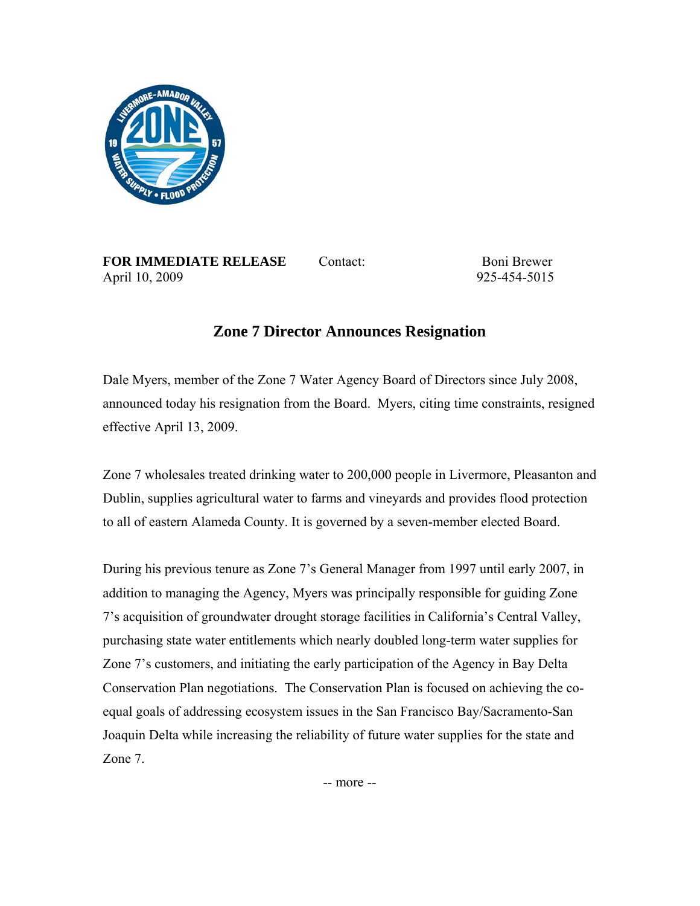**FOR IMMEDIATE RELEASE** Contact: Boni Brewer
April 10, 2009 925-454-5015

## Zone 7 Director Announces Resignation

Dale Myers, member of the Zone 7 Water Agency Board of Directors since July 2008, announced today his resignation from the Board. Myers, citing time constraints, resigned effective April 13, 2009.

Zone 7 wholesales treated drinking water to 200,000 people in Livermore, Pleasanton and Dublin, supplies agricultural water to farms and vineyards and provides flood protection to all of eastern Alameda County. It is governed by a seven-member elected Board.

During his previous tenure as Zone 7's General Manager from 1997 until early 2007, in addition to managing the Agency, Myers was principally responsible for guiding Zone 7's acquisition of groundwater drought storage facilities in California's Central Valley, purchasing state water entitlements which nearly doubled long-term water supplies for Zone 7's customers, and initiating the early participation of the Agency in Bay Delta Conservation Plan negotiations. The Conservation Plan is focused on achieving the co-equal goals of addressing ecosystem issues in the San Francisco Bay/Sacramento-San Joaquin Delta while increasing the reliability of future water supplies for the state and Zone 7.

-- more --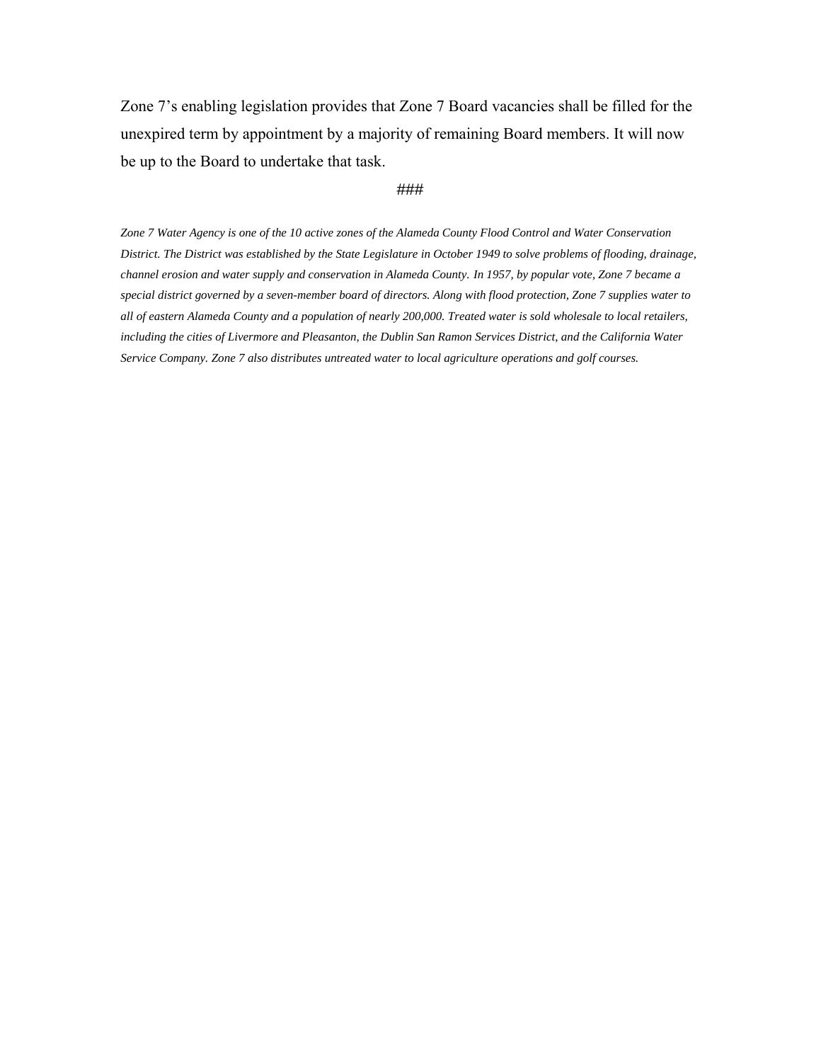Zone 7's enabling legislation provides that Zone 7 Board vacancies shall be filled for the unexpired term by appointment by a majority of remaining Board members. It will now be up to the Board to undertake that task.

###

*Zone 7 Water Agency is one of the 10 active zones of the Alameda County Flood Control and Water Conservation District. The District was established by the State Legislature in October 1949 to solve problems of flooding, drainage, channel erosion and water supply and conservation in Alameda County. In 1957, by popular vote, Zone 7 became a special district governed by a seven-member board of directors. Along with flood protection, Zone 7 supplies water to all of eastern Alameda County and a population of nearly 200,000. Treated water is sold wholesale to local retailers, including the cities of Livermore and Pleasanton, the Dublin San Ramon Services District, and the California Water Service Company. Zone 7 also distributes untreated water to local agriculture operations and golf courses.*